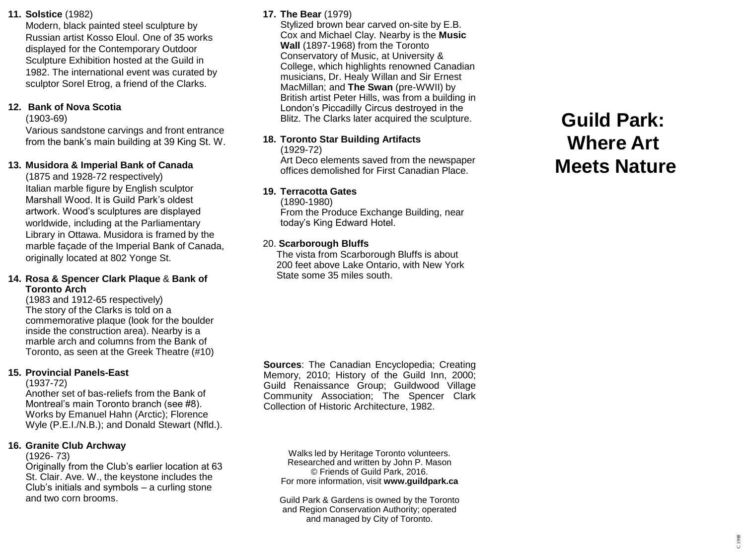**11. Solstice** (1982)
Modern, black painted steel sculpture by Russian artist Kosso Eloul. One of 35 works displayed for the Contemporary Outdoor Sculpture Exhibition hosted at the Guild in 1982. The international event was curated by sculptor Sorel Etrog, a friend of the Clarks.

**12. Bank of Nova Scotia**
(1903-69)
Various sandstone carvings and front entrance from the bank's main building at 39 King St. W.

**13. Musidora & Imperial Bank of Canada**
(1875 and 1928-72 respectively)
Italian marble figure by English sculptor Marshall Wood. It is Guild Park's oldest artwork. Wood's sculptures are displayed worldwide, including at the Parliamentary Library in Ottawa. Musidora is framed by the marble façade of the Imperial Bank of Canada, originally located at 802 Yonge St.

**14. Rosa & Spencer Clark Plaque** & **Bank of Toronto Arch**
(1983 and 1912-65 respectively)
The story of the Clarks is told on a commemorative plaque (look for the boulder inside the construction area). Nearby is a marble arch and columns from the Bank of Toronto, as seen at the Greek Theatre (#10)

**15. Provincial Panels-East**
(1937-72)
Another set of bas-reliefs from the Bank of Montreal's main Toronto branch (see #8). Works by Emanuel Hahn (Arctic); Florence Wyle (P.E.I./N.B.); and Donald Stewart (Nfld.).

**16. Granite Club Archway**
(1926- 73)
Originally from the Club's earlier location at 63 St. Clair. Ave. W., the keystone includes the Club's initials and symbols – a curling stone and two corn brooms.

**17. The Bear** (1979)
Stylized brown bear carved on-site by E.B. Cox and Michael Clay. Nearby is the **Music Wall** (1897-1968) from the Toronto Conservatory of Music, at University & College, which highlights renowned Canadian musicians, Dr. Healy Willan and Sir Ernest MacMillan; and **The Swan** (pre-WWII) by British artist Peter Hills, was from a building in London's Piccadilly Circus destroyed in the Blitz. The Clarks later acquired the sculpture.

**18. Toronto Star Building Artifacts**
(1929-72)
Art Deco elements saved from the newspaper offices demolished for First Canadian Place.

**19. Terracotta Gates**
(1890-1980)
From the Produce Exchange Building, near today's King Edward Hotel.

20. **Scarborough Bluffs**
The vista from Scarborough Bluffs is about 200 feet above Lake Ontario, with New York State some 35 miles south.

**Sources**: The Canadian Encyclopedia; Creating Memory, 2010; History of the Guild Inn, 2000; Guild Renaissance Group; Guildwood Village Community Association; The Spencer Clark Collection of Historic Architecture, 1982.

Walks led by Heritage Toronto volunteers.
Researched and written by John P. Mason
© Friends of Guild Park, 2016.
For more information, visit **www.guildpark.ca**

Guild Park & Gardens is owned by the Toronto and Region Conservation Authority; operated and managed by City of Toronto.

# Guild Park: Where Art Meets Nature

C 1998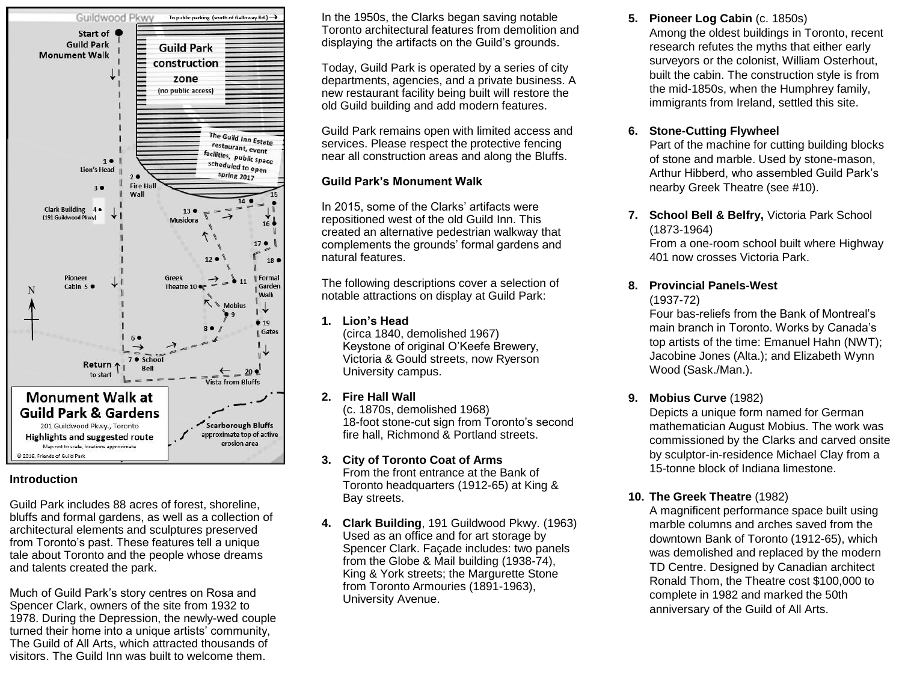Guildwood Pkwy

To public parking (south of Galloway Rd.) →

Start of Guild Park Monument Walk

Guild Park construction zone (no public access)

The Guild Inn Estate restaurant, event facilities, public space scheduled to open spring 2017

1 Lion's Head

2 Fire Hall Wall

3

4 Clark Building (191 Guildwood Pkwy)

5 Pioneer Cabin

6

7 School Bell

8

9 Mobius

10 Greek Theatre

11

12

13 Musidora

14

15

16

17

18

19 Gates

20 Vista from Bluffs

Formal Garden Walk

Return to start

N

Scarborough Bluffs approximate top of active erosion area

**Monument Walk at Guild Park & Gardens**

201 Guildwood Pkwy., Toronto

**Highlights and suggested route**

Map not to scale, locations approximate

© 2016, Friends of Guild Park

### Introduction

Guild Park includes 88 acres of forest, shoreline, bluffs and formal gardens, as well as a collection of architectural elements and sculptures preserved from Toronto's past. These features tell a unique tale about Toronto and the people whose dreams and talents created the park.

Much of Guild Park's story centres on Rosa and Spencer Clark, owners of the site from 1932 to 1978. During the Depression, the newly-wed couple turned their home into a unique artists' community, The Guild of All Arts, which attracted thousands of visitors. The Guild Inn was built to welcome them.

In the 1950s, the Clarks began saving notable Toronto architectural features from demolition and displaying the artifacts on the Guild's grounds.

Today, Guild Park is operated by a series of city departments, agencies, and a private business. A new restaurant facility being built will restore the old Guild building and add modern features.

Guild Park remains open with limited access and services. Please respect the protective fencing near all construction areas and along the Bluffs.

### Guild Park's Monument Walk

In 2015, some of the Clarks' artifacts were repositioned west of the old Guild Inn. This created an alternative pedestrian walkway that complements the grounds' formal gardens and natural features.

The following descriptions cover a selection of notable attractions on display at Guild Park:

1. **Lion's Head**
   (circa 1840, demolished 1967)
   Keystone of original O'Keefe Brewery, Victoria & Gould streets, now Ryerson University campus.

2. **Fire Hall Wall**
   (c. 1870s, demolished 1968)
   18-foot stone-cut sign from Toronto's second fire hall, Richmond & Portland streets.

3. **City of Toronto Coat of Arms**
   From the front entrance at the Bank of Toronto headquarters (1912-65) at King & Bay streets.

4. **Clark Building**, 191 Guildwood Pkwy. (1963)
   Used as an office and for art storage by Spencer Clark. Façade includes: two panels from the Globe & Mail building (1938-74), King & York streets; the Margurette Stone from Toronto Armouries (1891-1963), University Avenue.

5. **Pioneer Log Cabin** (c. 1850s)
   Among the oldest buildings in Toronto, recent research refutes the myths that either early surveyors or the colonist, William Osterhout, built the cabin. The construction style is from the mid-1850s, when the Humphrey family, immigrants from Ireland, settled this site.

6. **Stone-Cutting Flywheel**
   Part of the machine for cutting building blocks of stone and marble. Used by stone-mason, Arthur Hibberd, who assembled Guild Park's nearby Greek Theatre (see #10).

7. **School Bell & Belfry,** Victoria Park School (1873-1964)
   From a one-room school built where Highway 401 now crosses Victoria Park.

8. **Provincial Panels-West**
   (1937-72)
   Four bas-reliefs from the Bank of Montreal's main branch in Toronto. Works by Canada's top artists of the time: Emanuel Hahn (NWT); Jacobine Jones (Alta.); and Elizabeth Wynn Wood (Sask./Man.).

9. **Mobius Curve** (1982)
   Depicts a unique form named for German mathematician August Mobius. The work was commissioned by the Clarks and carved onsite by sculptor-in-residence Michael Clay from a 15-tonne block of Indiana limestone.

10. **The Greek Theatre** (1982)
    A magnificent performance space built using marble columns and arches saved from the downtown Bank of Toronto (1912-65), which was demolished and replaced by the modern TD Centre. Designed by Canadian architect Ronald Thom, the Theatre cost $100,000 to complete in 1982 and marked the 50th anniversary of the Guild of All Arts.